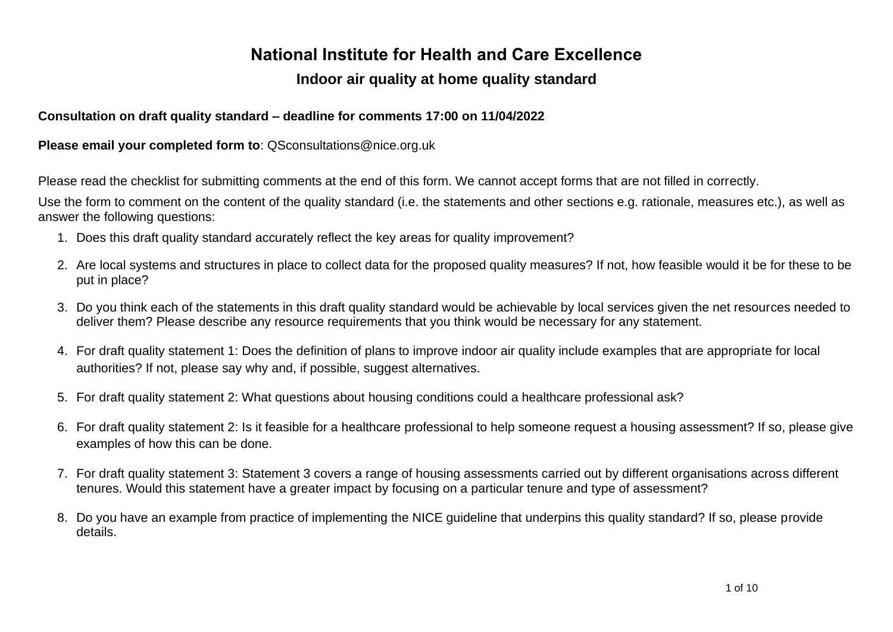# National Institute for Health and Care Excellence

## Indoor air quality at home quality standard

**Consultation on draft quality standard – deadline for comments 17:00 on 11/04/2022**

**Please email your completed form to**: QSconsultations@nice.org.uk

Please read the checklist for submitting comments at the end of this form. We cannot accept forms that are not filled in correctly.

Use the form to comment on the content of the quality standard (i.e. the statements and other sections e.g. rationale, measures etc.), as well as answer the following questions:

1. Does this draft quality standard accurately reflect the key areas for quality improvement?
2. Are local systems and structures in place to collect data for the proposed quality measures? If not, how feasible would it be for these to be put in place?
3. Do you think each of the statements in this draft quality standard would be achievable by local services given the net resources needed to deliver them? Please describe any resource requirements that you think would be necessary for any statement.
4. For draft quality statement 1: Does the definition of plans to improve indoor air quality include examples that are appropriate for local authorities? If not, please say why and, if possible, suggest alternatives.
5. For draft quality statement 2: What questions about housing conditions could a healthcare professional ask?
6. For draft quality statement 2: Is it feasible for a healthcare professional to help someone request a housing assessment? If so, please give examples of how this can be done.
7. For draft quality statement 3: Statement 3 covers a range of housing assessments carried out by different organisations across different tenures. Would this statement have a greater impact by focusing on a particular tenure and type of assessment?
8. Do you have an example from practice of implementing the NICE guideline that underpins this quality standard? If so, please provide details.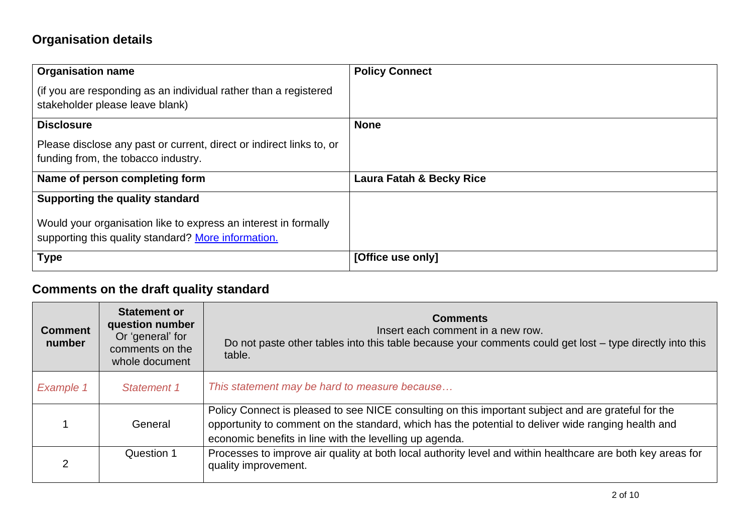## Organisation details

| Organisation name<br><br>(if you are responding as an individual rather than a registered stakeholder please leave blank) | **Policy Connect** |
|---|---|
| **Disclosure**<br><br>Please disclose any past or current, direct or indirect links to, or funding from, the tobacco industry. | **None** |
| **Name of person completing form** | **Laura Fatah & Becky Rice** |
| **Supporting the quality standard**<br><br>Would your organisation like to express an interest in formally supporting this quality standard? More information. | |
| **Type** | **[Office use only]** |

## Comments on the draft quality standard

| **Comment number** | **Statement or question number** Or 'general' for comments on the whole document | **Comments** Insert each comment in a new row. Do not paste other tables into this table because your comments could get lost – type directly into this table. |
|---|---|---|
| *Example 1* | *Statement 1* | *This statement may be hard to measure because…* |
| 1 | General | Policy Connect is pleased to see NICE consulting on this important subject and are grateful for the opportunity to comment on the standard, which has the potential to deliver wide ranging health and economic benefits in line with the levelling up agenda. |
| 2 | Question 1 | Processes to improve air quality at both local authority level and within healthcare are both key areas for quality improvement. |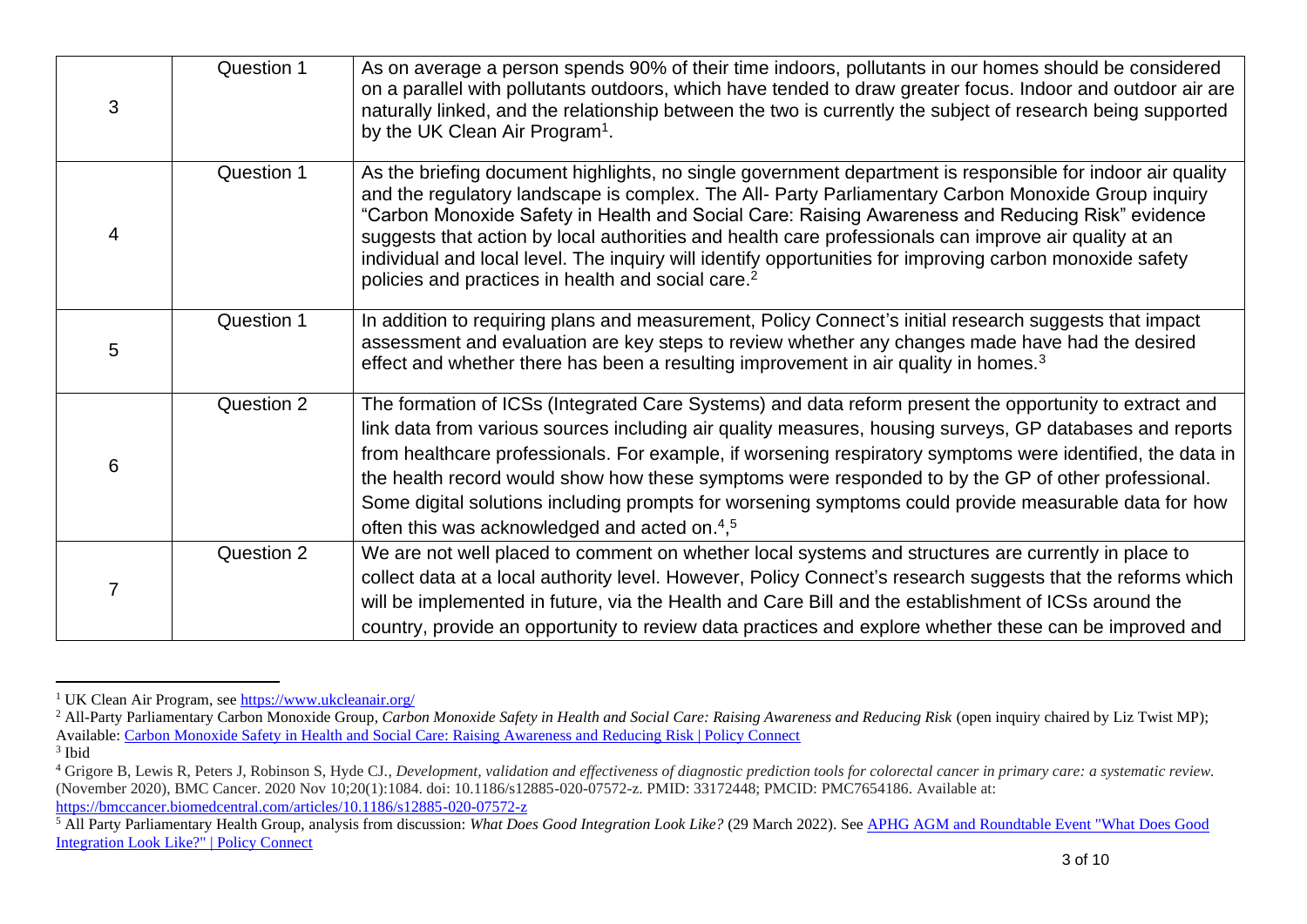| | | |
|---|---|---|
| 3 | Question 1 | As on average a person spends 90% of their time indoors, pollutants in our homes should be considered on a parallel with pollutants outdoors, which have tended to draw greater focus. Indoor and outdoor air are naturally linked, and the relationship between the two is currently the subject of research being supported by the UK Clean Air Program[1]. |
| 4 | Question 1 | As the briefing document highlights, no single government department is responsible for indoor air quality and the regulatory landscape is complex. The All- Party Parliamentary Carbon Monoxide Group inquiry "Carbon Monoxide Safety in Health and Social Care: Raising Awareness and Reducing Risk" evidence suggests that action by local authorities and health care professionals can improve air quality at an individual and local level. The inquiry will identify opportunities for improving carbon monoxide safety policies and practices in health and social care.[2] |
| 5 | Question 1 | In addition to requiring plans and measurement, Policy Connect's initial research suggests that impact assessment and evaluation are key steps to review whether any changes made have had the desired effect and whether there has been a resulting improvement in air quality in homes.[3] |
| 6 | Question 2 | The formation of ICSs (Integrated Care Systems) and data reform present the opportunity to extract and link data from various sources including air quality measures, housing surveys, GP databases and reports from healthcare professionals. For example, if worsening respiratory symptoms were identified, the data in the health record would show how these symptoms were responded to by the GP of other professional. Some digital solutions including prompts for worsening symptoms could provide measurable data for how often this was acknowledged and acted on.[4],[5] |
| 7 | Question 2 | We are not well placed to comment on whether local systems and structures are currently in place to collect data at a local authority level. However, Policy Connect's research suggests that the reforms which will be implemented in future, via the Health and Care Bill and the establishment of ICSs around the country, provide an opportunity to review data practices and explore whether these can be improved and |

[1] UK Clean Air Program, see https://www.ukcleanair.org/

[2] All-Party Parliamentary Carbon Monoxide Group, *Carbon Monoxide Safety in Health and Social Care: Raising Awareness and Reducing Risk* (open inquiry chaired by Liz Twist MP); Available: [Carbon Monoxide Safety in Health and Social Care: Raising Awareness and Reducing Risk | Policy Connect]

[3] Ibid

[4] Grigore B, Lewis R, Peters J, Robinson S, Hyde CJ., *Development, validation and effectiveness of diagnostic prediction tools for colorectal cancer in primary care: a systematic review.* (November 2020), BMC Cancer. 2020 Nov 10;20(1):1084. doi: 10.1186/s12885-020-07572-z. PMID: 33172448; PMCID: PMC7654186. Available at: https://bmccancer.biomedcentral.com/articles/10.1186/s12885-020-07572-z

[5] All Party Parliamentary Health Group, analysis from discussion: *What Does Good Integration Look Like?* (29 March 2022). See [APHG AGM and Roundtable Event "What Does Good Integration Look Like?" | Policy Connect]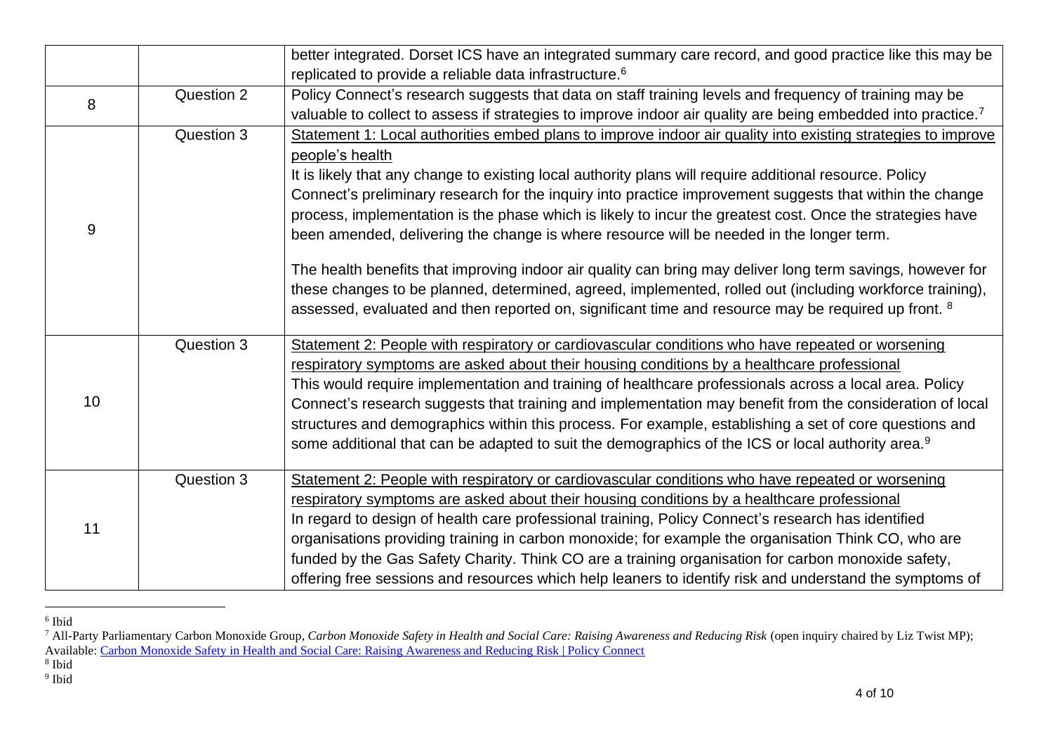| | | |
|---|---|---|
| | | better integrated. Dorset ICS have an integrated summary care record, and good practice like this may be replicated to provide a reliable data infrastructure.[6] |
| 8 | Question 2 | Policy Connect's research suggests that data on staff training levels and frequency of training may be valuable to collect to assess if strategies to improve indoor air quality are being embedded into practice.[7] |
| 9 | Question 3 | Statement 1: Local authorities embed plans to improve indoor air quality into existing strategies to improve people's health<br>It is likely that any change to existing local authority plans will require additional resource. Policy Connect's preliminary research for the inquiry into practice improvement suggests that within the change process, implementation is the phase which is likely to incur the greatest cost. Once the strategies have been amended, delivering the change is where resource will be needed in the longer term.<br><br>The health benefits that improving indoor air quality can bring may deliver long term savings, however for these changes to be planned, determined, agreed, implemented, rolled out (including workforce training), assessed, evaluated and then reported on, significant time and resource may be required up front.[8] |
| 10 | Question 3 | Statement 2: People with respiratory or cardiovascular conditions who have repeated or worsening respiratory symptoms are asked about their housing conditions by a healthcare professional<br>This would require implementation and training of healthcare professionals across a local area. Policy Connect's research suggests that training and implementation may benefit from the consideration of local structures and demographics within this process. For example, establishing a set of core questions and some additional that can be adapted to suit the demographics of the ICS or local authority area.[9] |
| 11 | Question 3 | Statement 2: People with respiratory or cardiovascular conditions who have repeated or worsening respiratory symptoms are asked about their housing conditions by a healthcare professional<br>In regard to design of health care professional training, Policy Connect's research has identified organisations providing training in carbon monoxide; for example the organisation Think CO, who are funded by the Gas Safety Charity. Think CO are a training organisation for carbon monoxide safety, offering free sessions and resources which help leaners to identify risk and understand the symptoms of |

[6] Ibid

[7] All-Party Parliamentary Carbon Monoxide Group, *Carbon Monoxide Safety in Health and Social Care: Raising Awareness and Reducing Risk* (open inquiry chaired by Liz Twist MP); Available: [Carbon Monoxide Safety in Health and Social Care: Raising Awareness and Reducing Risk | Policy Connect]

[8] Ibid

[9] Ibid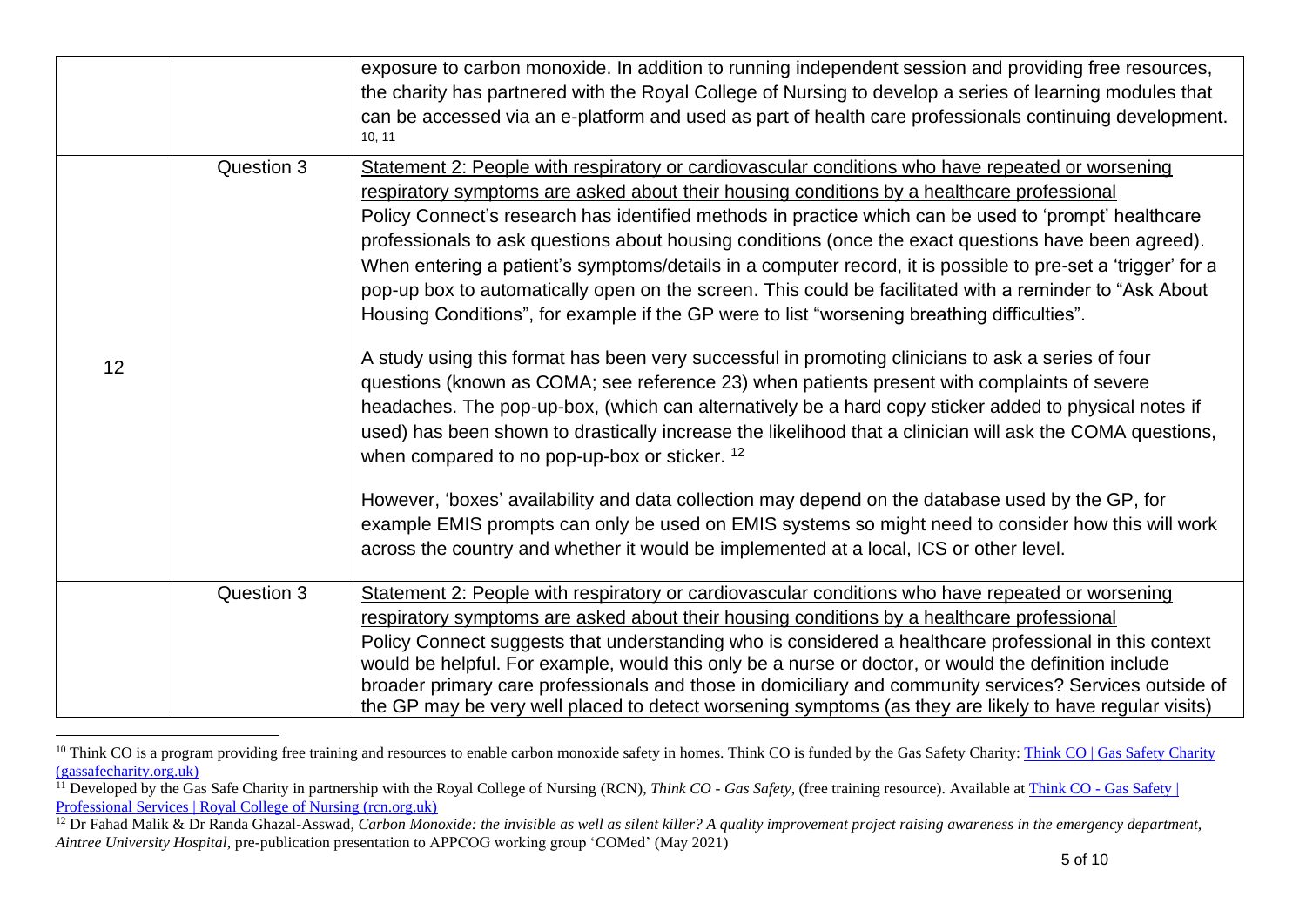| | | |
|---|---|---|
| | | exposure to carbon monoxide. In addition to running independent session and providing free resources, the charity has partnered with the Royal College of Nursing to develop a series of learning modules that can be accessed via an e-platform and used as part of health care professionals continuing development.[10, 11] |
| 12 | Question 3 | <u>Statement 2: People with respiratory or cardiovascular conditions who have repeated or worsening respiratory symptoms are asked about their housing conditions by a healthcare professional</u><br>Policy Connect's research has identified methods in practice which can be used to 'prompt' healthcare professionals to ask questions about housing conditions (once the exact questions have been agreed). When entering a patient's symptoms/details in a computer record, it is possible to pre-set a 'trigger' for a pop-up box to automatically open on the screen. This could be facilitated with a reminder to "Ask About Housing Conditions", for example if the GP were to list "worsening breathing difficulties".<br><br>A study using this format has been very successful in promoting clinicians to ask a series of four questions (known as COMA; see reference 23) when patients present with complaints of severe headaches. The pop-up-box, (which can alternatively be a hard copy sticker added to physical notes if used) has been shown to drastically increase the likelihood that a clinician will ask the COMA questions, when compared to no pop-up-box or sticker.[12]<br><br>However, 'boxes' availability and data collection may depend on the database used by the GP, for example EMIS prompts can only be used on EMIS systems so might need to consider how this will work across the country and whether it would be implemented at a local, ICS or other level. |
| | Question 3 | <u>Statement 2: People with respiratory or cardiovascular conditions who have repeated or worsening respiratory symptoms are asked about their housing conditions by a healthcare professional</u><br>Policy Connect suggests that understanding who is considered a healthcare professional in this context would be helpful. For example, would this only be a nurse or doctor, or would the definition include broader primary care professionals and those in domiciliary and community services? Services outside of the GP may be very well placed to detect worsening symptoms (as they are likely to have regular visits) |

[10] Think CO is a program providing free training and resources to enable carbon monoxide safety in homes. Think CO is funded by the Gas Safety Charity: Think CO | Gas Safety Charity (gassafecharity.org.uk)

[11] Developed by the Gas Safe Charity in partnership with the Royal College of Nursing (RCN), *Think CO - Gas Safety*, (free training resource). Available at Think CO - Gas Safety | Professional Services | Royal College of Nursing (rcn.org.uk)

[12] Dr Fahad Malik & Dr Randa Ghazal-Asswad, *Carbon Monoxide: the invisible as well as silent killer? A quality improvement project raising awareness in the emergency department, Aintree University Hospital*, pre-publication presentation to APPCOG working group 'COMed' (May 2021)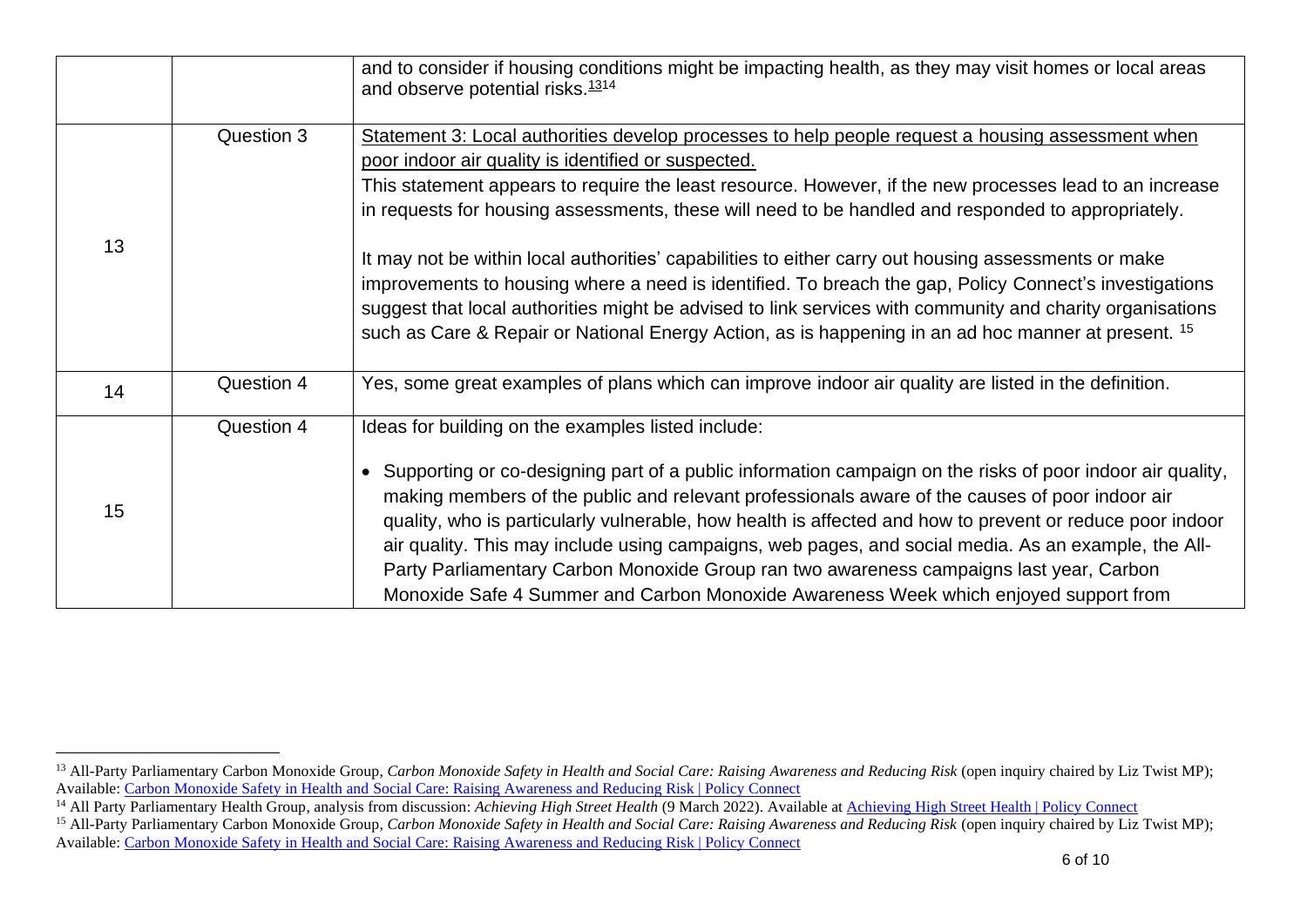| | | |
|---|---|---|
| | | and to consider if housing conditions might be impacting health, as they may visit homes or local areas and observe potential risks.[13][14] |
| 13 | Question 3 | Statement 3: Local authorities develop processes to help people request a housing assessment when poor indoor air quality is identified or suspected.<br>This statement appears to require the least resource. However, if the new processes lead to an increase in requests for housing assessments, these will need to be handled and responded to appropriately.<br><br>It may not be within local authorities' capabilities to either carry out housing assessments or make improvements to housing where a need is identified. To breach the gap, Policy Connect's investigations suggest that local authorities might be advised to link services with community and charity organisations such as Care & Repair or National Energy Action, as is happening in an ad hoc manner at present. [15] |
| 14 | Question 4 | Yes, some great examples of plans which can improve indoor air quality are listed in the definition. |
| 15 | Question 4 | Ideas for building on the examples listed include:<br><br>• Supporting or co-designing part of a public information campaign on the risks of poor indoor air quality, making members of the public and relevant professionals aware of the causes of poor indoor air quality, who is particularly vulnerable, how health is affected and how to prevent or reduce poor indoor air quality. This may include using campaigns, web pages, and social media. As an example, the All-Party Parliamentary Carbon Monoxide Group ran two awareness campaigns last year, Carbon Monoxide Safe 4 Summer and Carbon Monoxide Awareness Week which enjoyed support from |

[13] All-Party Parliamentary Carbon Monoxide Group, *Carbon Monoxide Safety in Health and Social Care: Raising Awareness and Reducing Risk* (open inquiry chaired by Liz Twist MP); Available: Carbon Monoxide Safety in Health and Social Care: Raising Awareness and Reducing Risk | Policy Connect

[14] All Party Parliamentary Health Group, analysis from discussion: *Achieving High Street Health* (9 March 2022). Available at Achieving High Street Health | Policy Connect

[15] All-Party Parliamentary Carbon Monoxide Group, *Carbon Monoxide Safety in Health and Social Care: Raising Awareness and Reducing Risk* (open inquiry chaired by Liz Twist MP); Available: Carbon Monoxide Safety in Health and Social Care: Raising Awareness and Reducing Risk | Policy Connect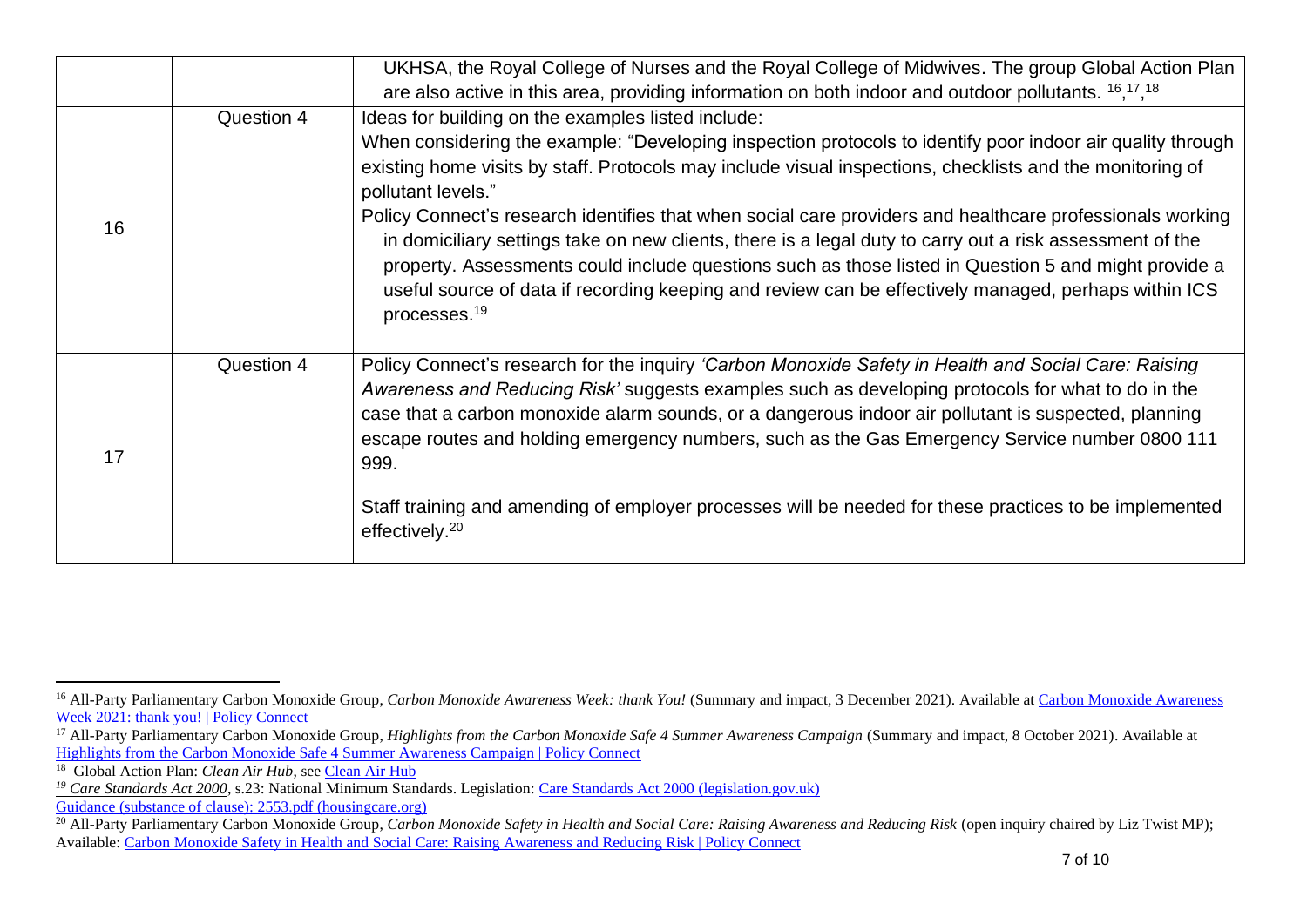| | | |
|---|---|---|
| | | UKHSA, the Royal College of Nurses and the Royal College of Midwives. The group Global Action Plan are also active in this area, providing information on both indoor and outdoor pollutants. [16,17,18] |
| 16 | Question 4 | Ideas for building on the examples listed include:<br>When considering the example: "Developing inspection protocols to identify poor indoor air quality through existing home visits by staff. Protocols may include visual inspections, checklists and the monitoring of pollutant levels."<br>Policy Connect's research identifies that when social care providers and healthcare professionals working in domiciliary settings take on new clients, there is a legal duty to carry out a risk assessment of the property. Assessments could include questions such as those listed in Question 5 and might provide a useful source of data if recording keeping and review can be effectively managed, perhaps within ICS processes.[19] |
| 17 | Question 4 | Policy Connect's research for the inquiry *'Carbon Monoxide Safety in Health and Social Care: Raising Awareness and Reducing Risk'* suggests examples such as developing protocols for what to do in the case that a carbon monoxide alarm sounds, or a dangerous indoor air pollutant is suspected, planning escape routes and holding emergency numbers, such as the Gas Emergency Service number 0800 111 999.<br><br>Staff training and amending of employer processes will be needed for these practices to be implemented effectively.[20] |

---

[16] All-Party Parliamentary Carbon Monoxide Group, *Carbon Monoxide Awareness Week: thank You!* (Summary and impact, 3 December 2021). Available at Carbon Monoxide Awareness Week 2021: thank you! | Policy Connect

[17] All-Party Parliamentary Carbon Monoxide Group, *Highlights from the Carbon Monoxide Safe 4 Summer Awareness Campaign* (Summary and impact, 8 October 2021). Available at Highlights from the Carbon Monoxide Safe 4 Summer Awareness Campaign | Policy Connect

[18] Global Action Plan: *Clean Air Hub*, see Clean Air Hub

[19] *Care Standards Act 2000*, s.23: National Minimum Standards. Legislation: Care Standards Act 2000 (legislation.gov.uk)
Guidance (substance of clause): 2553.pdf (housingcare.org)

[20] All-Party Parliamentary Carbon Monoxide Group, *Carbon Monoxide Safety in Health and Social Care: Raising Awareness and Reducing Risk* (open inquiry chaired by Liz Twist MP); Available: Carbon Monoxide Safety in Health and Social Care: Raising Awareness and Reducing Risk | Policy Connect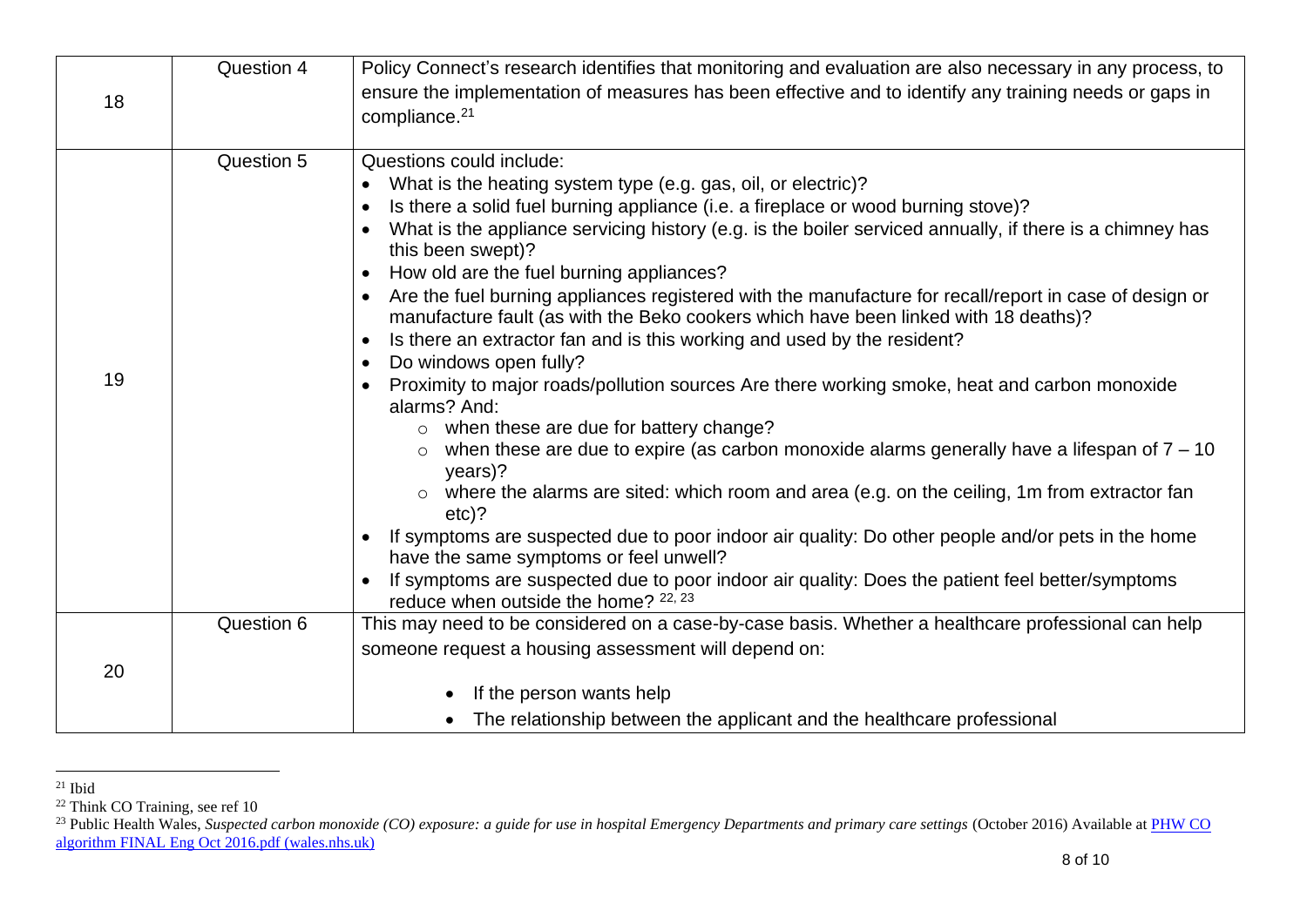| | | |
|---|---|---|
| 18 | Question 4 | Policy Connect's research identifies that monitoring and evaluation are also necessary in any process, to ensure the implementation of measures has been effective and to identify any training needs or gaps in compliance.[21] |
| 19 | Question 5 | Questions could include:<br>• What is the heating system type (e.g. gas, oil, or electric)?<br>• Is there a solid fuel burning appliance (i.e. a fireplace or wood burning stove)?<br>• What is the appliance servicing history (e.g. is the boiler serviced annually, if there is a chimney has this been swept)?<br>• How old are the fuel burning appliances?<br>• Are the fuel burning appliances registered with the manufacture for recall/report in case of design or manufacture fault (as with the Beko cookers which have been linked with 18 deaths)?<br>• Is there an extractor fan and is this working and used by the resident?<br>• Do windows open fully?<br>• Proximity to major roads/pollution sources Are there working smoke, heat and carbon monoxide alarms? And:<br>&nbsp;&nbsp;&nbsp;&nbsp;○ when these are due for battery change?<br>&nbsp;&nbsp;&nbsp;&nbsp;○ when these are due to expire (as carbon monoxide alarms generally have a lifespan of 7 – 10 years)?<br>&nbsp;&nbsp;&nbsp;&nbsp;○ where the alarms are sited: which room and area (e.g. on the ceiling, 1m from extractor fan etc)?<br>• If symptoms are suspected due to poor indoor air quality: Do other people and/or pets in the home have the same symptoms or feel unwell?<br>• If symptoms are suspected due to poor indoor air quality: Does the patient feel better/symptoms reduce when outside the home? [22, 23] |
| 20 | Question 6 | This may need to be considered on a case-by-case basis. Whether a healthcare professional can help someone request a housing assessment will depend on:<br><br>• If the person wants help<br>• The relationship between the applicant and the healthcare professional |

[21] Ibid

[22] Think CO Training, see ref 10

[23] Public Health Wales, *Suspected carbon monoxide (CO) exposure: a guide for use in hospital Emergency Departments and primary care settings* (October 2016) Available at [PHW CO algorithm FINAL Eng Oct 2016.pdf (wales.nhs.uk)]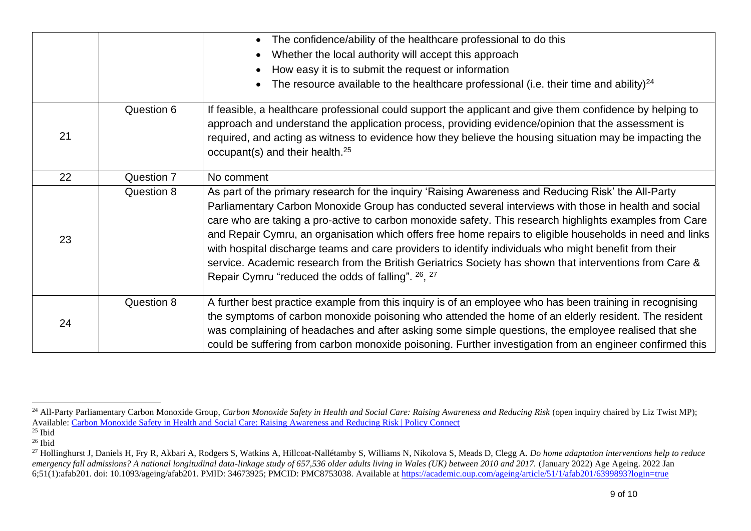| | | |
|---|---|---|
| | | • The confidence/ability of the healthcare professional to do this<br>• Whether the local authority will accept this approach<br>• How easy it is to submit the request or information<br>• The resource available to the healthcare professional (i.e. their time and ability)[24] |
| 21 | Question 6 | If feasible, a healthcare professional could support the applicant and give them confidence by helping to approach and understand the application process, providing evidence/opinion that the assessment is required, and acting as witness to evidence how they believe the housing situation may be impacting the occupant(s) and their health.[25] |
| 22 | Question 7 | No comment |
| 23 | Question 8 | As part of the primary research for the inquiry 'Raising Awareness and Reducing Risk' the All-Party Parliamentary Carbon Monoxide Group has conducted several interviews with those in health and social care who are taking a pro-active to carbon monoxide safety. This research highlights examples from Care and Repair Cymru, an organisation which offers free home repairs to eligible households in need and links with hospital discharge teams and care providers to identify individuals who might benefit from their service. Academic research from the British Geriatrics Society has shown that interventions from Care & Repair Cymru "reduced the odds of falling". [26], [27] |
| 24 | Question 8 | A further best practice example from this inquiry is of an employee who has been training in recognising the symptoms of carbon monoxide poisoning who attended the home of an elderly resident. The resident was complaining of headaches and after asking some simple questions, the employee realised that she could be suffering from carbon monoxide poisoning. Further investigation from an engineer confirmed this |

[24] All-Party Parliamentary Carbon Monoxide Group, *Carbon Monoxide Safety in Health and Social Care: Raising Awareness and Reducing Risk* (open inquiry chaired by Liz Twist MP); Available: Carbon Monoxide Safety in Health and Social Care: Raising Awareness and Reducing Risk | Policy Connect

[25] Ibid

[26] Ibid

[27] Hollinghurst J, Daniels H, Fry R, Akbari A, Rodgers S, Watkins A, Hillcoat-Nallétamby S, Williams N, Nikolova S, Meads D, Clegg A. *Do home adaptation interventions help to reduce emergency fall admissions? A national longitudinal data-linkage study of 657,536 older adults living in Wales (UK) between 2010 and 2017.* (January 2022) Age Ageing. 2022 Jan 6;51(1):afab201. doi: 10.1093/ageing/afab201. PMID: 34673925; PMCID: PMC8753038. Available at https://academic.oup.com/ageing/article/51/1/afab201/6399893?login=true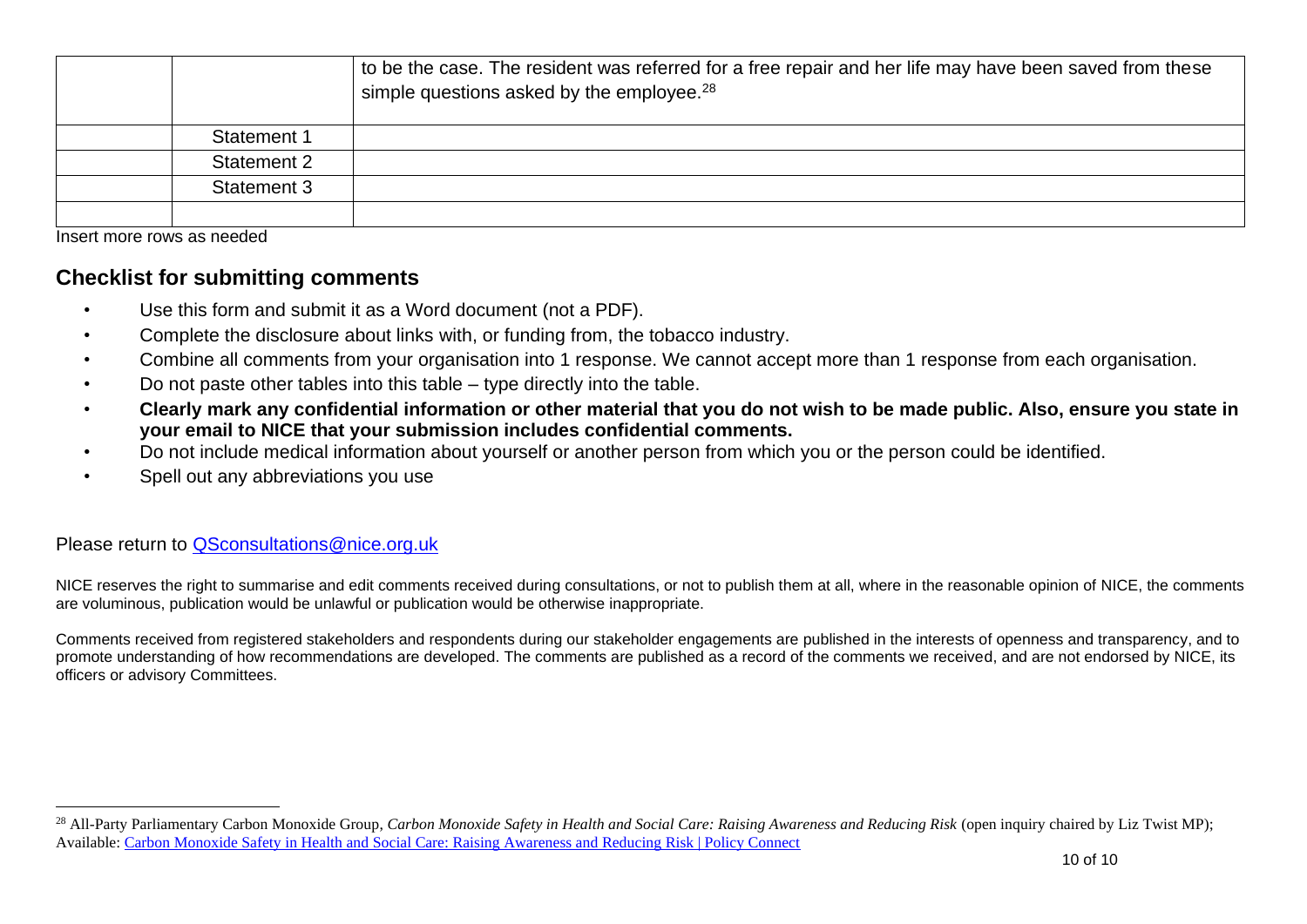| | | |
|---|---|---|
| | | to be the case. The resident was referred for a free repair and her life may have been saved from these simple questions asked by the employee.[28] |
| | Statement 1 | |
| | Statement 2 | |
| | Statement 3 | |
| | | |

Insert more rows as needed

## Checklist for submitting comments

- Use this form and submit it as a Word document (not a PDF).
- Complete the disclosure about links with, or funding from, the tobacco industry.
- Combine all comments from your organisation into 1 response. We cannot accept more than 1 response from each organisation.
- Do not paste other tables into this table – type directly into the table.
- **Clearly mark any confidential information or other material that you do not wish to be made public. Also, ensure you state in your email to NICE that your submission includes confidential comments.**
- Do not include medical information about yourself or another person from which you or the person could be identified.
- Spell out any abbreviations you use

Please return to [QSconsultations@nice.org.uk](mailto:QSconsultations@nice.org.uk)

NICE reserves the right to summarise and edit comments received during consultations, or not to publish them at all, where in the reasonable opinion of NICE, the comments are voluminous, publication would be unlawful or publication would be otherwise inappropriate.

Comments received from registered stakeholders and respondents during our stakeholder engagements are published in the interests of openness and transparency, and to promote understanding of how recommendations are developed. The comments are published as a record of the comments we received, and are not endorsed by NICE, its officers or advisory Committees.

---

[28] All-Party Parliamentary Carbon Monoxide Group, *Carbon Monoxide Safety in Health and Social Care: Raising Awareness and Reducing Risk* (open inquiry chaired by Liz Twist MP); Available: [Carbon Monoxide Safety in Health and Social Care: Raising Awareness and Reducing Risk | Policy Connect]()